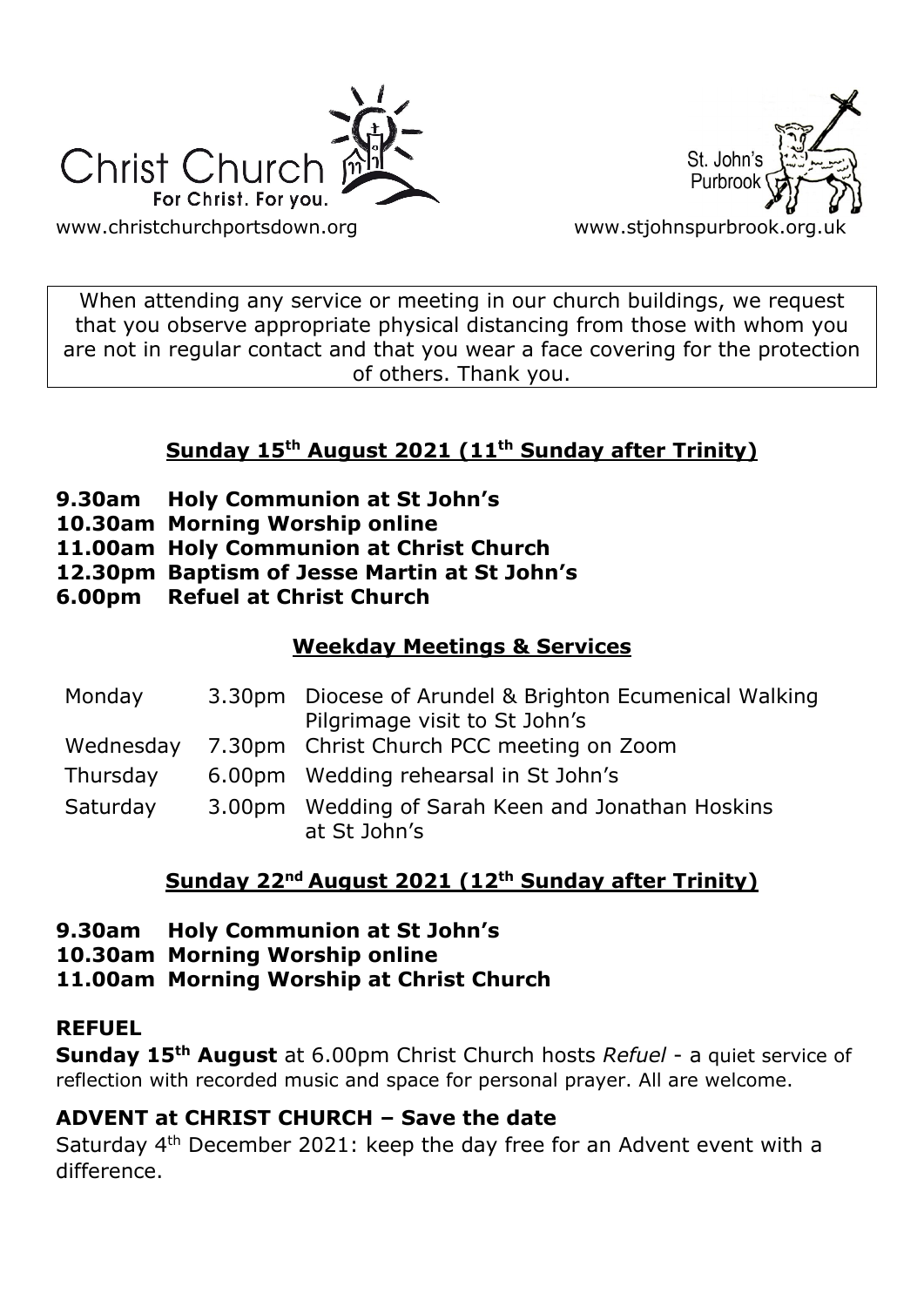Christ Church
For Christ. For you.

www.christchurchportsdown.org

St. John's Purbrook

www.stjohnspurbrook.org.uk

When attending any service or meeting in our church buildings, we request that you observe appropriate physical distancing from those with whom you are not in regular contact and that you wear a face covering for the protection of others. Thank you.

## Sunday 15th August 2021 (11th Sunday after Trinity)

**9.30am Holy Communion at St John's**
**10.30am Morning Worship online**
**11.00am Holy Communion at Christ Church**
**12.30pm Baptism of Jesse Martin at St John's**
**6.00pm Refuel at Christ Church**

## Weekday Meetings & Services

| | | |
|---|---|---|
| Monday | 3.30pm | Diocese of Arundel & Brighton Ecumenical Walking Pilgrimage visit to St John's |
| Wednesday | 7.30pm | Christ Church PCC meeting on Zoom |
| Thursday | 6.00pm | Wedding rehearsal in St John's |
| Saturday | 3.00pm | Wedding of Sarah Keen and Jonathan Hoskins at St John's |

## Sunday 22nd August 2021 (12th Sunday after Trinity)

**9.30am Holy Communion at St John's**
**10.30am Morning Worship online**
**11.00am Morning Worship at Christ Church**

### REFUEL

**Sunday 15th August** at 6.00pm Christ Church hosts *Refuel* - a quiet service of reflection with recorded music and space for personal prayer. All are welcome.

### ADVENT at CHRIST CHURCH – Save the date

Saturday 4th December 2021: keep the day free for an Advent event with a difference.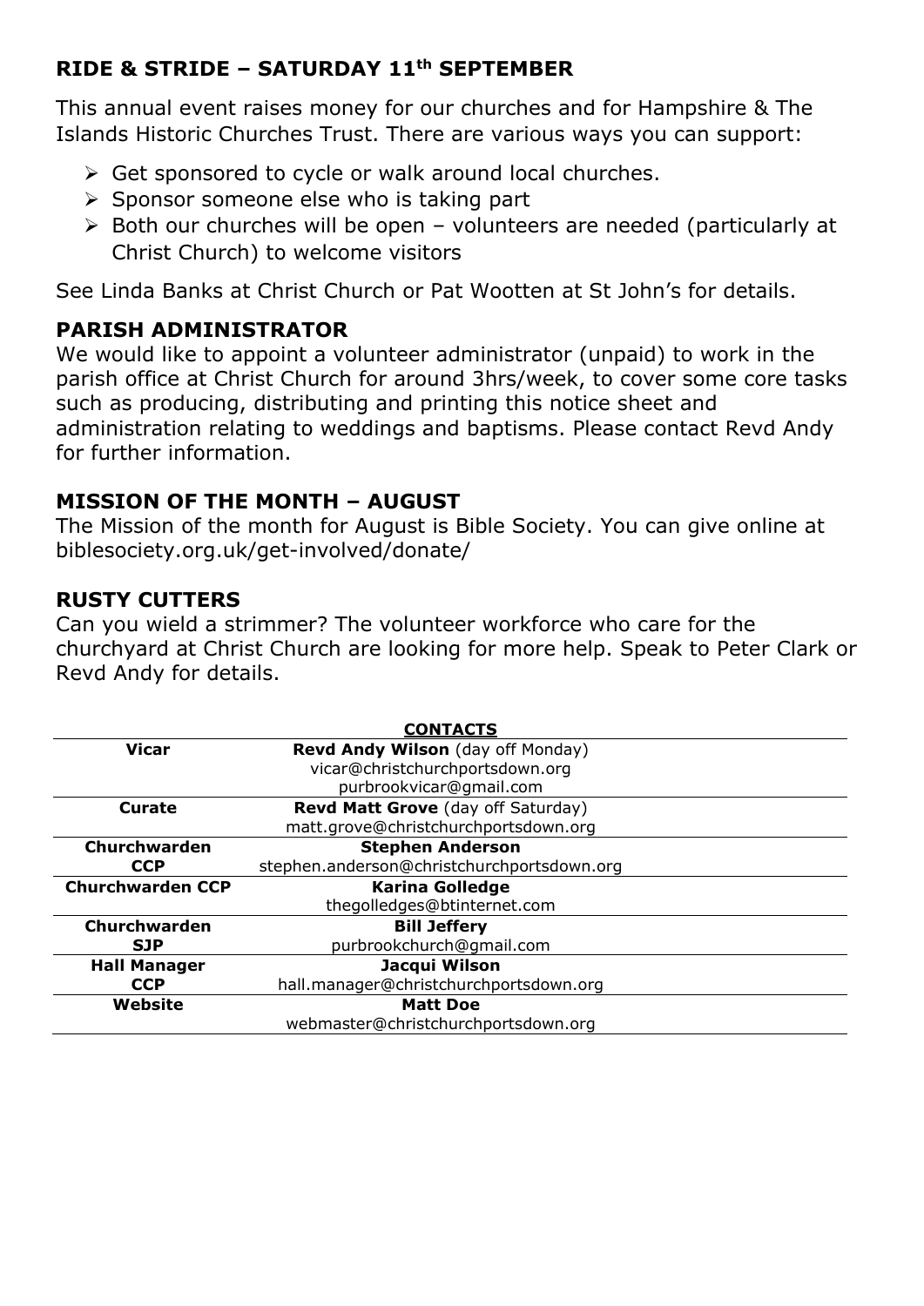## RIDE & STRIDE – SATURDAY 11th SEPTEMBER

This annual event raises money for our churches and for Hampshire & The Islands Historic Churches Trust. There are various ways you can support:

- Get sponsored to cycle or walk around local churches.
- Sponsor someone else who is taking part
- Both our churches will be open – volunteers are needed (particularly at Christ Church) to welcome visitors

See Linda Banks at Christ Church or Pat Wootten at St John's for details.

## PARISH ADMINISTRATOR

We would like to appoint a volunteer administrator (unpaid) to work in the parish office at Christ Church for around 3hrs/week, to cover some core tasks such as producing, distributing and printing this notice sheet and administration relating to weddings and baptisms. Please contact Revd Andy for further information.

## MISSION OF THE MONTH – AUGUST

The Mission of the month for August is Bible Society. You can give online at biblesociety.org.uk/get-involved/donate/

## RUSTY CUTTERS

Can you wield a strimmer? The volunteer workforce who care for the churchyard at Christ Church are looking for more help. Speak to Peter Clark or Revd Andy for details.

**CONTACTS**

| | |
|---|---|
| **Vicar** | **Revd Andy Wilson** (day off Monday)<br>vicar@christchurchportsdown.org<br>purbrookvicar@gmail.com |
| **Curate** | **Revd Matt Grove** (day off Saturday)<br>matt.grove@christchurchportsdown.org |
| **Churchwarden CCP** | **Stephen Anderson**<br>stephen.anderson@christchurchportsdown.org |
| **Churchwarden CCP** | **Karina Golledge**<br>thegolledges@btinternet.com |
| **Churchwarden SJP** | **Bill Jeffery**<br>purbrookchurch@gmail.com |
| **Hall Manager CCP** | **Jacqui Wilson**<br>hall.manager@christchurchportsdown.org |
| **Website** | **Matt Doe**<br>webmaster@christchurchportsdown.org |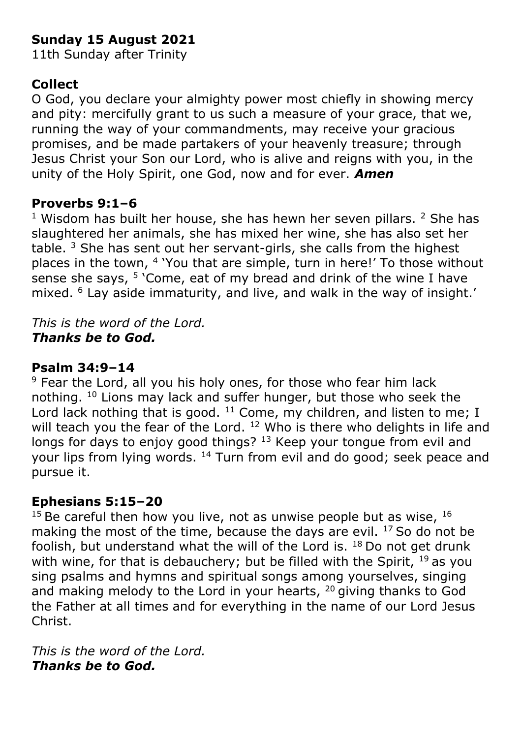**Sunday 15 August 2021**

11th Sunday after Trinity

**Collect**

O God, you declare your almighty power most chiefly in showing mercy and pity: mercifully grant to us such a measure of your grace, that we, running the way of your commandments, may receive your gracious promises, and be made partakers of your heavenly treasure; through Jesus Christ your Son our Lord, who is alive and reigns with you, in the unity of the Holy Spirit, one God, now and for ever. ***Amen***

**Proverbs 9:1–6**

[1] Wisdom has built her house, she has hewn her seven pillars. [2] She has slaughtered her animals, she has mixed her wine, she has also set her table. [3] She has sent out her servant-girls, she calls from the highest places in the town, [4] 'You that are simple, turn in here!' To those without sense she says, [5] 'Come, eat of my bread and drink of the wine I have mixed. [6] Lay aside immaturity, and live, and walk in the way of insight.'

*This is the word of the Lord.*
***Thanks be to God.***

**Psalm 34:9–14**

[9] Fear the Lord, all you his holy ones, for those who fear him lack nothing. [10] Lions may lack and suffer hunger, but those who seek the Lord lack nothing that is good. [11] Come, my children, and listen to me; I will teach you the fear of the Lord. [12] Who is there who delights in life and longs for days to enjoy good things? [13] Keep your tongue from evil and your lips from lying words. [14] Turn from evil and do good; seek peace and pursue it.

**Ephesians 5:15–20**

[15] Be careful then how you live, not as unwise people but as wise, [16] making the most of the time, because the days are evil. [17] So do not be foolish, but understand what the will of the Lord is. [18] Do not get drunk with wine, for that is debauchery; but be filled with the Spirit, [19] as you sing psalms and hymns and spiritual songs among yourselves, singing and making melody to the Lord in your hearts, [20] giving thanks to God the Father at all times and for everything in the name of our Lord Jesus Christ.

*This is the word of the Lord.*
***Thanks be to God.***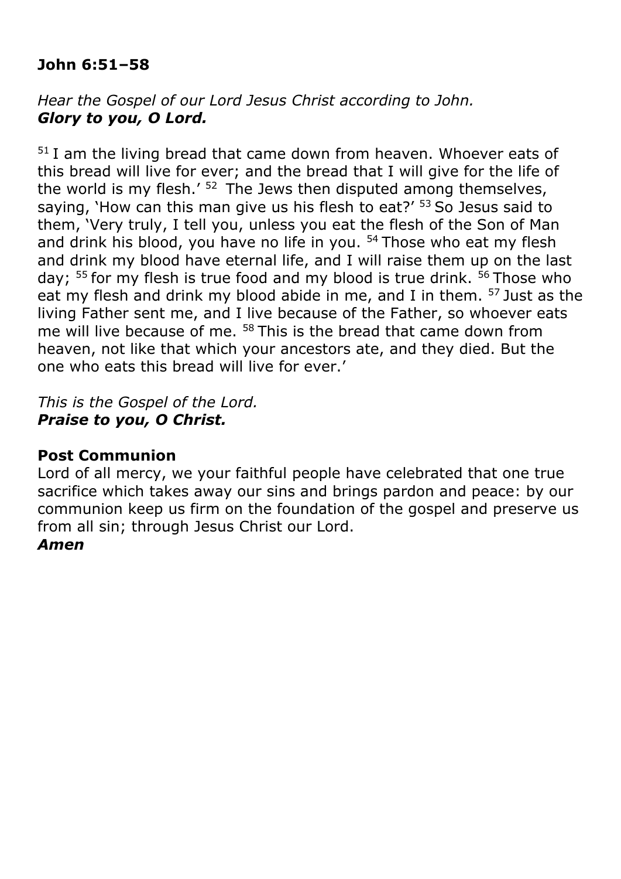**John 6:51–58**

*Hear the Gospel of our Lord Jesus Christ according to John.*
***Glory to you, O Lord.***

[51] I am the living bread that came down from heaven. Whoever eats of this bread will live for ever; and the bread that I will give for the life of the world is my flesh.' [52] The Jews then disputed among themselves, saying, 'How can this man give us his flesh to eat?' [53] So Jesus said to them, 'Very truly, I tell you, unless you eat the flesh of the Son of Man and drink his blood, you have no life in you. [54] Those who eat my flesh and drink my blood have eternal life, and I will raise them up on the last day; [55] for my flesh is true food and my blood is true drink. [56] Those who eat my flesh and drink my blood abide in me, and I in them. [57] Just as the living Father sent me, and I live because of the Father, so whoever eats me will live because of me. [58] This is the bread that came down from heaven, not like that which your ancestors ate, and they died. But the one who eats this bread will live for ever.'

*This is the Gospel of the Lord.*
***Praise to you, O Christ.***

**Post Communion**
Lord of all mercy, we your faithful people have celebrated that one true sacrifice which takes away our sins and brings pardon and peace: by our communion keep us firm on the foundation of the gospel and preserve us from all sin; through Jesus Christ our Lord.
***Amen***